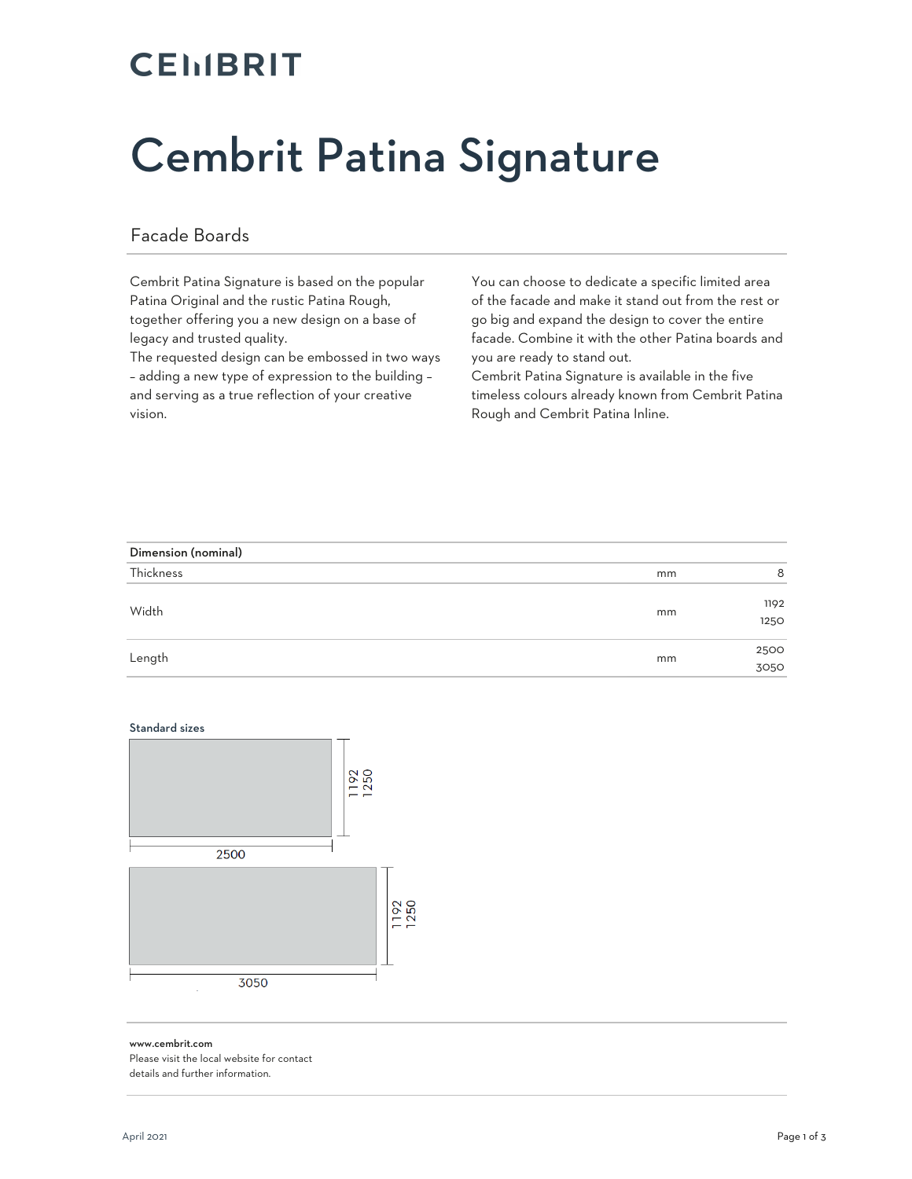CEMBRIT

# Cembrit Patina Signature

## Facade Boards

Cembrit Patina Signature is based on the popular Patina Original and the rustic Patina Rough, together offering you a new design on a base of legacy and trusted quality.
The requested design can be embossed in two ways – adding a new type of expression to the building – and serving as a true reflection of your creative vision.

You can choose to dedicate a specific limited area of the facade and make it stand out from the rest or go big and expand the design to cover the entire facade. Combine it with the other Patina boards and you are ready to stand out.
Cembrit Patina Signature is available in the five timeless colours already known from Cembrit Patina Rough and Cembrit Patina Inline.

| Dimension (nominal) | | |
|---|---|---|
| Thickness | mm | 8 |
| Width | mm | 1192<br>1250 |
| Length | mm | 2500<br>3050 |

**Standard sizes**

2500 × 1192 / 1250

3050 × 1192 / 1250

**www.cembrit.com**
Please visit the local website for contact details and further information.

April 2021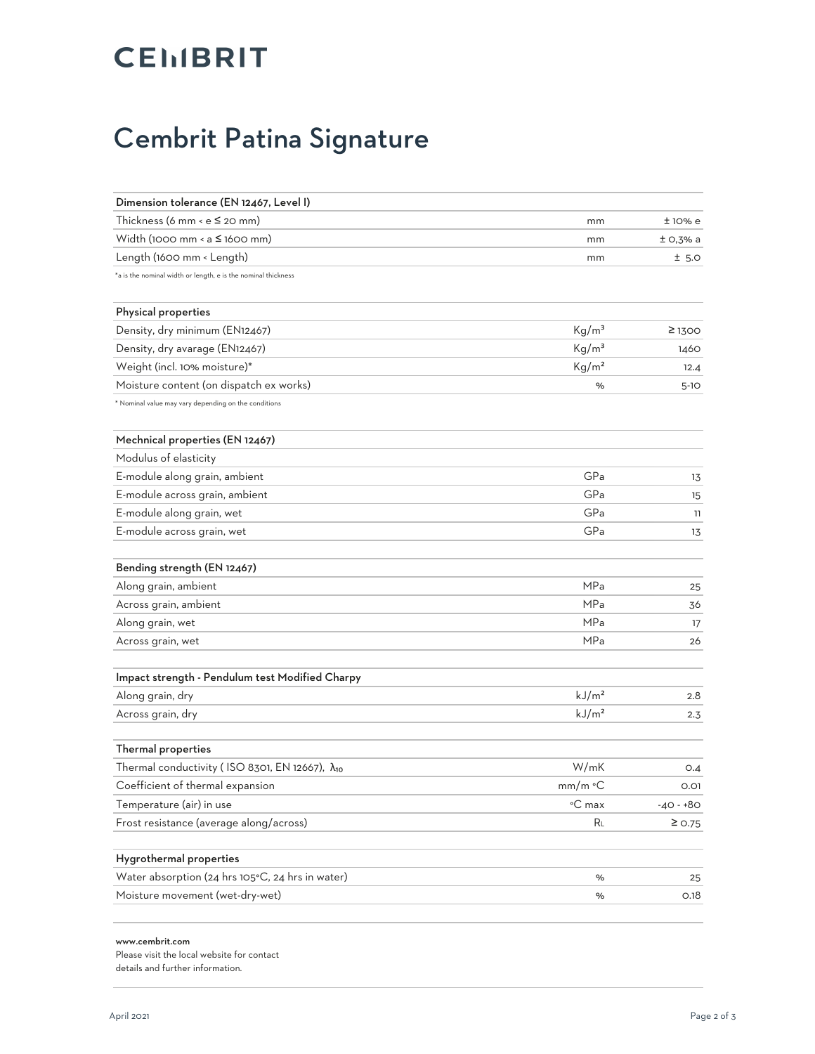# Cembrit Patina Signature

| Dimension tolerance (EN 12467, Level I) | | |
|---|---|---|
| Thickness (6 mm < e ≤ 20 mm) | mm | ± 10% e |
| Width (1000 mm < a ≤ 1600 mm) | mm | ± 0,3% a |
| Length (1600 mm < Length) | mm | ± 5.0 |

*a is the nominal width or length, e is the nominal thickness

| Physical properties | | |
|---|---|---|
| Density, dry minimum (EN12467) | Kg/m³ | ≥ 1300 |
| Density, dry avarage (EN12467) | Kg/m³ | 1460 |
| Weight (incl. 10% moisture)* | Kg/m² | 12.4 |
| Moisture content (on dispatch ex works) | % | 5-10 |

* Nominal value may vary depending on the conditions

| Mechnical properties (EN 12467) | | |
|---|---|---|
| Modulus of elasticity | | |
| E-module along grain, ambient | GPa | 13 |
| E-module across grain, ambient | GPa | 15 |
| E-module along grain, wet | GPa | 11 |
| E-module across grain, wet | GPa | 13 |

| Bending strength (EN 12467) | | |
|---|---|---|
| Along grain, ambient | MPa | 25 |
| Across grain, ambient | MPa | 36 |
| Along grain, wet | MPa | 17 |
| Across grain, wet | MPa | 26 |

| Impact strength - Pendulum test Modified Charpy | | |
|---|---|---|
| Along grain, dry | kJ/m² | 2.8 |
| Across grain, dry | kJ/m² | 2.3 |

| Thermal properties | | |
|---|---|---|
| Thermal conductivity ( ISO 8301, EN 12667), $\lambda_{10}$ | W/mK | 0.4 |
| Coefficient of thermal expansion | mm/m °C | 0.01 |
| Temperature (air) in use | °C max | -40 - +80 |
| Frost resistance (average along/across) | $R_L$ | ≥ 0.75 |

| Hygrothermal properties | | |
|---|---|---|
| Water absorption (24 hrs 105°C, 24 hrs in water) | % | 25 |
| Moisture movement (wet-dry-wet) | % | 0.18 |

**www.cembrit.com**
Please visit the local website for contact
details and further information.

April 2021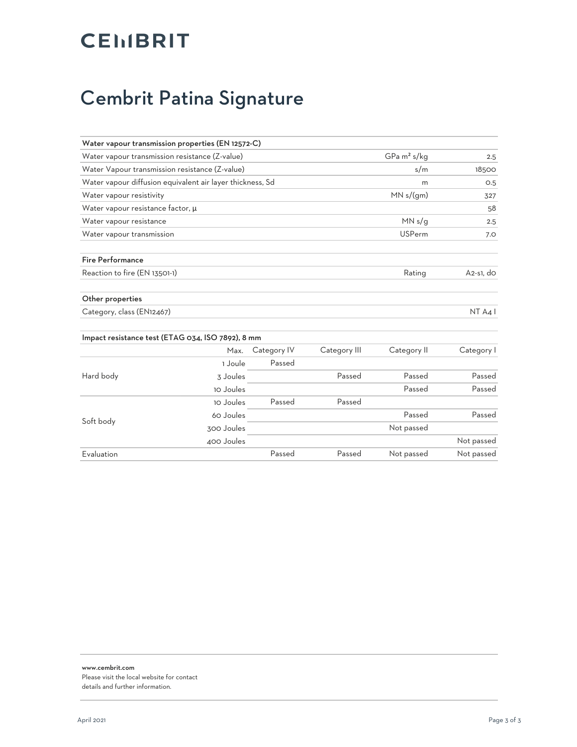# Cembrit Patina Signature

| Water vapour transmission properties (EN 12572-C) | | |
|---|---|---|
| Water vapour transmission resistance (Z-value) | GPa m² s/kg | 2.5 |
| Water Vapour transmission resistance (Z-value) | s/m | 18500 |
| Water vapour diffusion equivalent air layer thickness, Sd | m | 0.5 |
| Water vapour resistivity | MN s/(gm) | 327 |
| Water vapour resistance factor, μ | | 58 |
| Water vapour resistance | MN s/g | 2.5 |
| Water vapour transmission | USPerm | 7.0 |

| Fire Performance | | |
|---|---|---|
| Reaction to fire (EN 13501-1) | Rating | A2-s1, d0 |

| Other properties | |
|---|---|
| Category, class (EN12467) | NT A4 I |

| Impact resistance test (ETAG 034, ISO 7892), 8 mm | Max. | Category IV | Category III | Category II | Category I |
|---|---|---|---|---|---|
| Hard body | 1 Joule | Passed | | | |
| | 3 Joules | | Passed | Passed | Passed |
| | 10 Joules | | | Passed | Passed |
| Soft body | 10 Joules | Passed | Passed | | |
| | 60 Joules | | | Passed | Passed |
| | 300 Joules | | | Not passed | |
| | 400 Joules | | | | Not passed |
| Evaluation | | Passed | Passed | Not passed | Not passed |

**www.cembrit.com**
Please visit the local website for contact details and further information.

April 2021